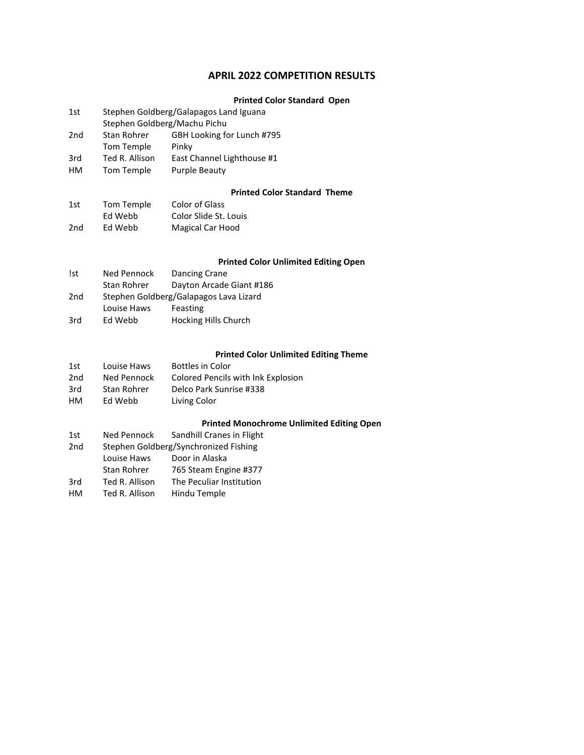# APRIL 2022 COMPETITION RESULTS

### Printed Color Standard Open

| | | |
|---|---|---|
| 1st | Stephen Goldberg/Galapagos Land Iguana | |
| | Stephen Goldberg/Machu Pichu | |
| 2nd | Stan Rohrer | GBH Looking for Lunch #795 |
| | Tom Temple | Pinky |
| 3rd | Ted R. Allison | East Channel Lighthouse #1 |
| HM | Tom Temple | Purple Beauty |

### Printed Color Standard Theme

| | | |
|---|---|---|
| 1st | Tom Temple | Color of Glass |
| | Ed Webb | Color Slide St. Louis |
| 2nd | Ed Webb | Magical Car Hood |

### Printed Color Unlimited Editing Open

| | | |
|---|---|---|
| !st | Ned Pennock | Dancing Crane |
| | Stan Rohrer | Dayton Arcade Giant #186 |
| 2nd | Stephen Goldberg/Galapagos Lava Lizard | |
| | Louise Haws | Feasting |
| 3rd | Ed Webb | Hocking Hills Church |

### Printed Color Unlimited Editing Theme

| | | |
|---|---|---|
| 1st | Louise Haws | Bottles in Color |
| 2nd | Ned Pennock | Colored Pencils with Ink Explosion |
| 3rd | Stan Rohrer | Delco Park Sunrise #338 |
| HM | Ed Webb | Living Color |

### Printed Monochrome Unlimited Editing Open

| | | |
|---|---|---|
| 1st | Ned Pennock | Sandhill Cranes in Flight |
| 2nd | Stephen Goldberg/Synchronized Fishing | |
| | Louise Haws | Door in Alaska |
| | Stan Rohrer | 765 Steam Engine #377 |
| 3rd | Ted R. Allison | The Peculiar Institution |
| HM | Ted R. Allison | Hindu Temple |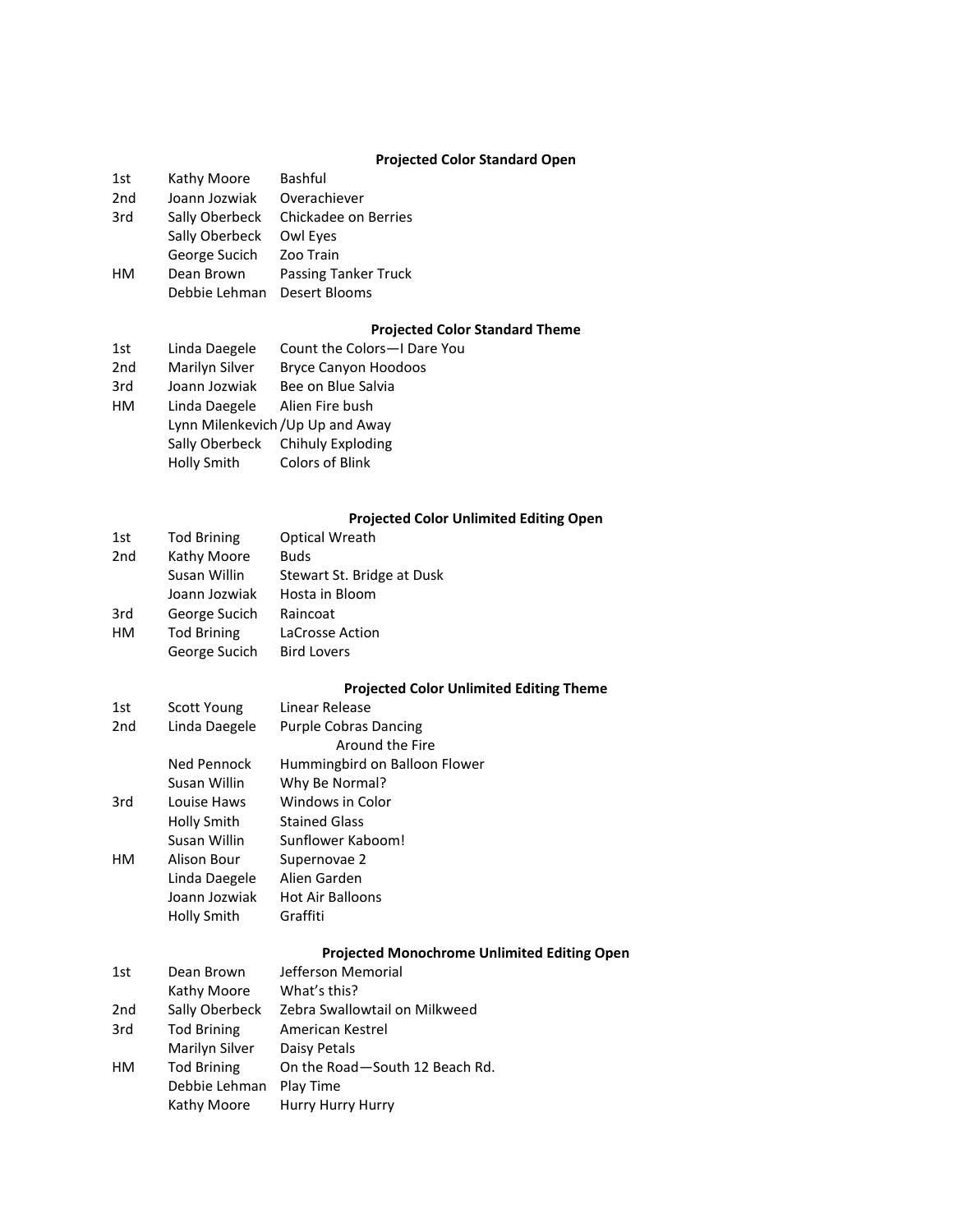### Projected Color Standard Open

| | | |
|---|---|---|
| 1st | Kathy Moore | Bashful |
| 2nd | Joann Jozwiak | Overachiever |
| 3rd | Sally Oberbeck | Chickadee on Berries |
| | Sally Oberbeck | Owl Eyes |
| | George Sucich | Zoo Train |
| HM | Dean Brown | Passing Tanker Truck |
| | Debbie Lehman | Desert Blooms |

### Projected Color Standard Theme

| | | |
|---|---|---|
| 1st | Linda Daegele | Count the Colors—I Dare You |
| 2nd | Marilyn Silver | Bryce Canyon Hoodoos |
| 3rd | Joann Jozwiak | Bee on Blue Salvia |
| HM | Linda Daegele | Alien Fire bush |
| | Lynn Milenkevich / | Up Up and Away |
| | Sally Oberbeck | Chihuly Exploding |
| | Holly Smith | Colors of Blink |

### Projected Color Unlimited Editing Open

| | | |
|---|---|---|
| 1st | Tod Brining | Optical Wreath |
| 2nd | Kathy Moore | Buds |
| | Susan Willin | Stewart St. Bridge at Dusk |
| | Joann Jozwiak | Hosta in Bloom |
| 3rd | George Sucich | Raincoat |
| HM | Tod Brining | LaCrosse Action |
| | George Sucich | Bird Lovers |

### Projected Color Unlimited Editing Theme

| | | |
|---|---|---|
| 1st | Scott Young | Linear Release |
| 2nd | Linda Daegele | Purple Cobras Dancing Around the Fire |
| | Ned Pennock | Hummingbird on Balloon Flower |
| | Susan Willin | Why Be Normal? |
| 3rd | Louise Haws | Windows in Color |
| | Holly Smith | Stained Glass |
| | Susan Willin | Sunflower Kaboom! |
| HM | Alison Bour | Supernovae 2 |
| | Linda Daegele | Alien Garden |
| | Joann Jozwiak | Hot Air Balloons |
| | Holly Smith | Graffiti |

### Projected Monochrome Unlimited Editing Open

| | | |
|---|---|---|
| 1st | Dean Brown | Jefferson Memorial |
| | Kathy Moore | What's this? |
| 2nd | Sally Oberbeck | Zebra Swallowtail on Milkweed |
| 3rd | Tod Brining | American Kestrel |
| | Marilyn Silver | Daisy Petals |
| HM | Tod Brining | On the Road—South 12 Beach Rd. |
| | Debbie Lehman | Play Time |
| | Kathy Moore | Hurry Hurry Hurry |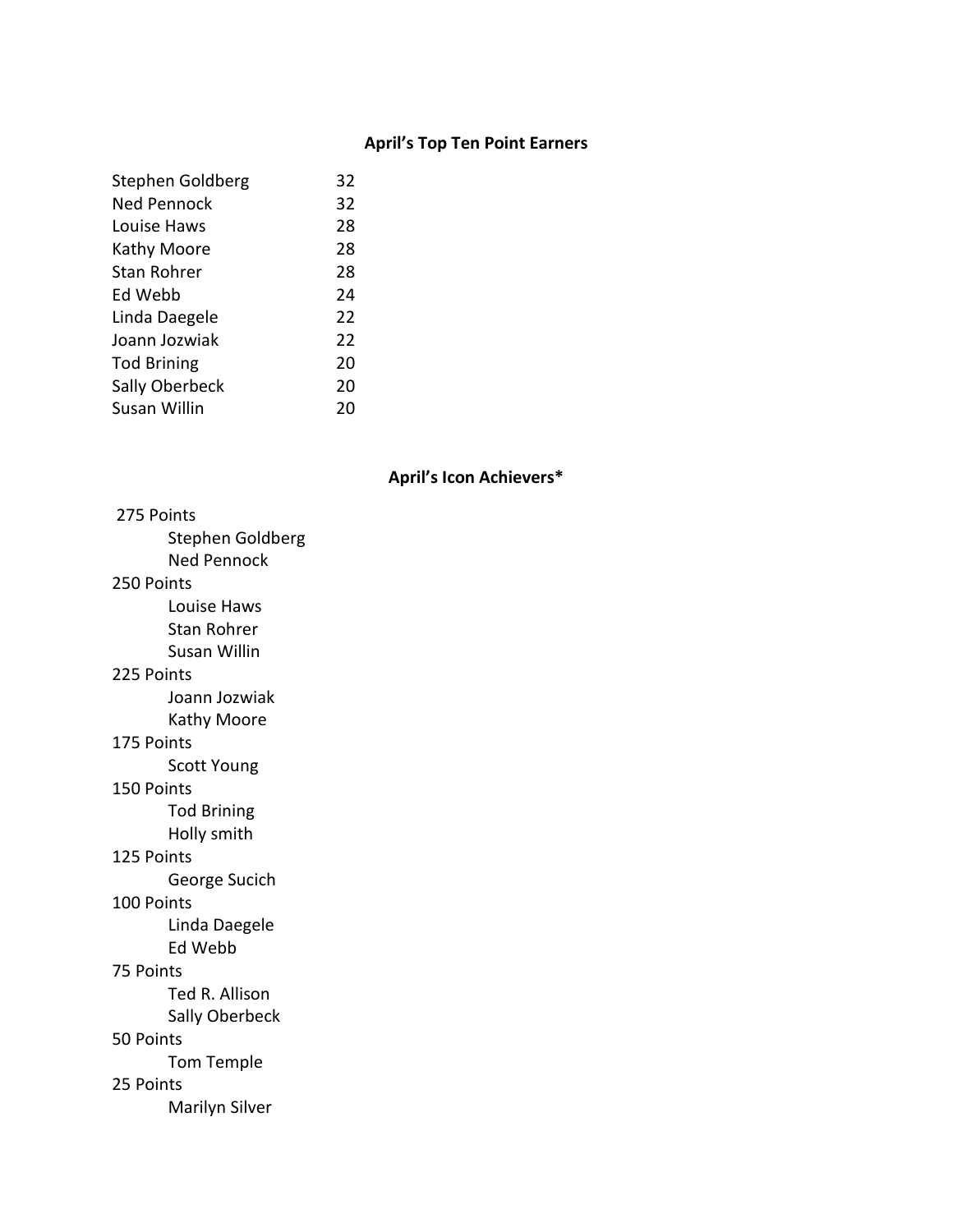**April's Top Ten Point Earners**

| | |
|---|---|
| Stephen Goldberg | 32 |
| Ned Pennock | 32 |
| Louise Haws | 28 |
| Kathy Moore | 28 |
| Stan Rohrer | 28 |
| Ed Webb | 24 |
| Linda Daegele | 22 |
| Joann Jozwiak | 22 |
| Tod Brining | 20 |
| Sally Oberbeck | 20 |
| Susan Willin | 20 |

**April's Icon Achievers***

275 Points
- Stephen Goldberg
- Ned Pennock

250 Points
- Louise Haws
- Stan Rohrer
- Susan Willin

225 Points
- Joann Jozwiak
- Kathy Moore

175 Points
- Scott Young

150 Points
- Tod Brining
- Holly smith

125 Points
- George Sucich

100 Points
- Linda Daegele
- Ed Webb

75 Points
- Ted R. Allison
- Sally Oberbeck

50 Points
- Tom Temple

25 Points
- Marilyn Silver